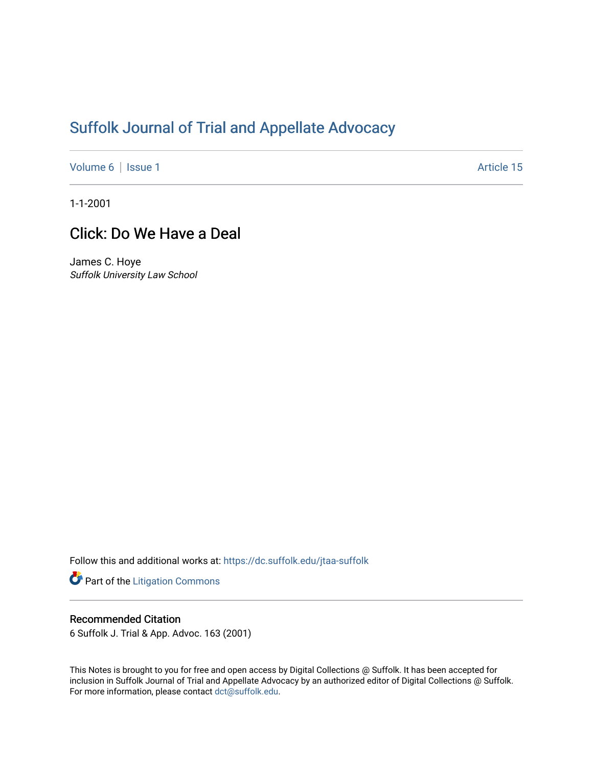# Suffolk Journal of Trial and Appellate Advocacy

Volume 6 | Issue 1 | Article 15

1-1-2001

## Click: Do We Have a Deal

James C. Hoye
*Suffolk University Law School*

Follow this and additional works at: https://dc.suffolk.edu/jtaa-suffolk

Part of the Litigation Commons

### Recommended Citation

6 Suffolk J. Trial & App. Advoc. 163 (2001)

This Notes is brought to you for free and open access by Digital Collections @ Suffolk. It has been accepted for inclusion in Suffolk Journal of Trial and Appellate Advocacy by an authorized editor of Digital Collections @ Suffolk. For more information, please contact dct@suffolk.edu.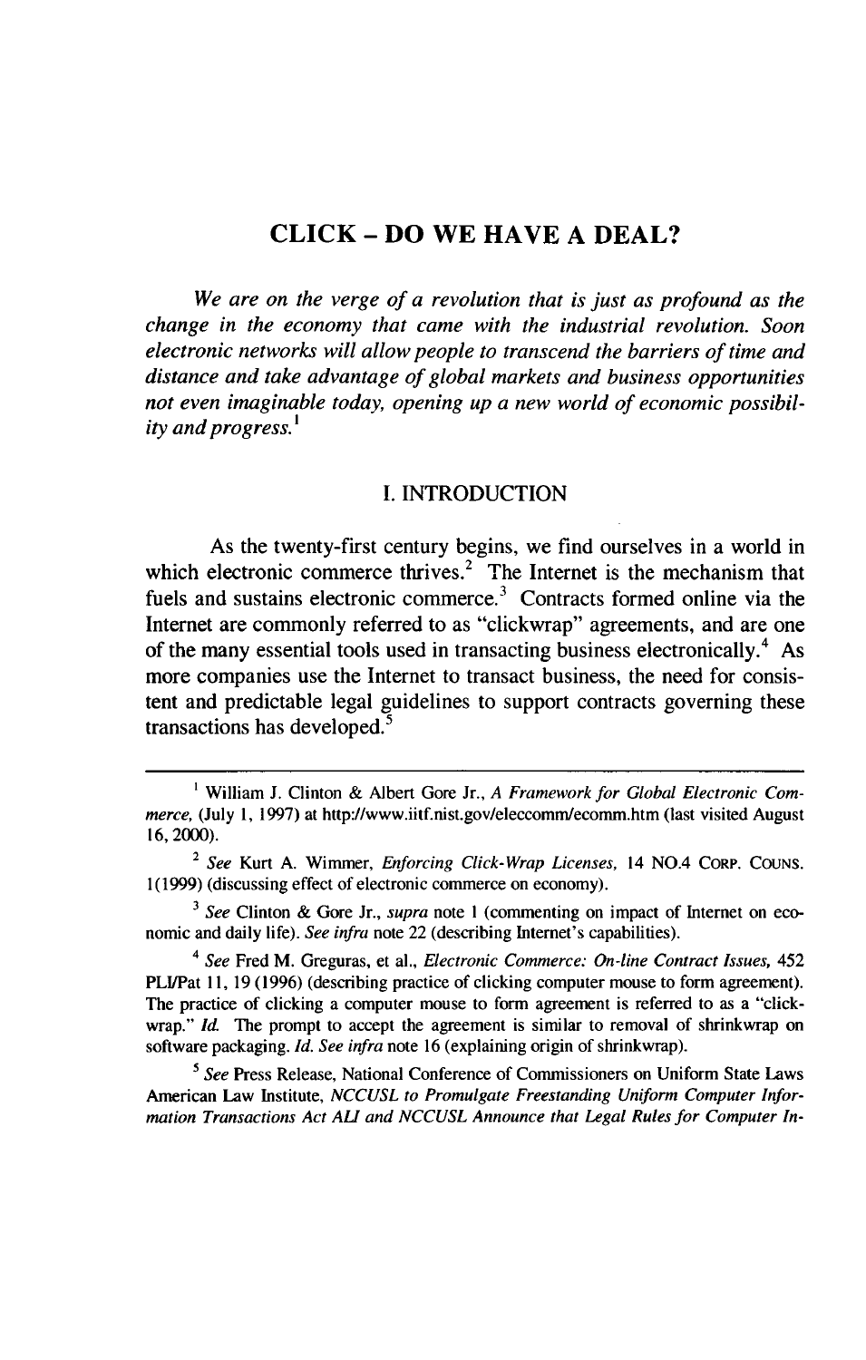# CLICK – DO WE HAVE A DEAL?

*We are on the verge of a revolution that is just as profound as the change in the economy that came with the industrial revolution. Soon electronic networks will allow people to transcend the barriers of time and distance and take advantage of global markets and business opportunities not even imaginable today, opening up a new world of economic possibility and progress.*[1]

## I. INTRODUCTION

As the twenty-first century begins, we find ourselves in a world in which electronic commerce thrives.[2] The Internet is the mechanism that fuels and sustains electronic commerce.[3] Contracts formed online via the Internet are commonly referred to as "clickwrap" agreements, and are one of the many essential tools used in transacting business electronically.[4] As more companies use the Internet to transact business, the need for consistent and predictable legal guidelines to support contracts governing these transactions has developed.[5]

---

[1] William J. Clinton & Albert Gore Jr., *A Framework for Global Electronic Commerce*, (July 1, 1997) at http://www.iitf.nist.gov/eleccomm/ecomm.htm (last visited August 16, 2000).

[2] *See* Kurt A. Wimmer, *Enforcing Click-Wrap Licenses*, 14 NO.4 CORP. COUNS. 1(1999) (discussing effect of electronic commerce on economy).

[3] *See* Clinton & Gore Jr., *supra* note 1 (commenting on impact of Internet on economic and daily life). *See infra* note 22 (describing Internet's capabilities).

[4] *See* Fred M. Greguras, et al., *Electronic Commerce: On-line Contract Issues*, 452 PLI/Pat 11, 19 (1996) (describing practice of clicking computer mouse to form agreement). The practice of clicking a computer mouse to form agreement is referred to as a "clickwrap." *Id.* The prompt to accept the agreement is similar to removal of shrinkwrap on software packaging. *Id. See infra* note 16 (explaining origin of shrinkwrap).

[5] *See* Press Release, National Conference of Commissioners on Uniform State Laws American Law Institute, *NCCUSL to Promulgate Freestanding Uniform Computer Information Transactions Act ALI and NCCUSL Announce that Legal Rules for Computer In-*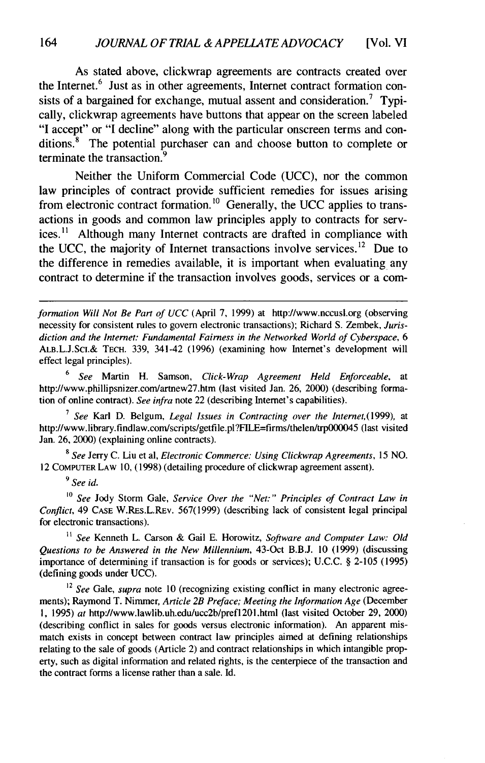As stated above, clickwrap agreements are contracts created over the Internet.[6] Just as in other agreements, Internet contract formation consists of a bargained for exchange, mutual assent and consideration.[7] Typically, clickwrap agreements have buttons that appear on the screen labeled "I accept" or "I decline" along with the particular onscreen terms and conditions.[8] The potential purchaser can and choose button to complete or terminate the transaction.[9]

Neither the Uniform Commercial Code (UCC), nor the common law principles of contract provide sufficient remedies for issues arising from electronic contract formation.[10] Generally, the UCC applies to transactions in goods and common law principles apply to contracts for services.[11] Although many Internet contracts are drafted in compliance with the UCC, the majority of Internet transactions involve services.[12] Due to the difference in remedies available, it is important when evaluating any contract to determine if the transaction involves goods, services or a com-

---

*formation Will Not Be Part of UCC* (April 7, 1999) at http://www.nccusl.org (observing necessity for consistent rules to govern electronic transactions); Richard S. Zembek, *Jurisdiction and the Internet: Fundamental Fairness in the Networked World of Cyberspace*, 6 ALB.L.J.SCI.& TECH. 339, 341-42 (1996) (examining how Internet's development will effect legal principles).

[6] *See* Martin H. Samson, *Click-Wrap Agreement Held Enforceable*, at http://www.phillipsnizer.com/artnew27.htm (last visited Jan. 26, 2000) (describing formation of online contract). *See infra* note 22 (describing Internet's capabilities).

[7] *See* Karl D. Belgum, *Legal Issues in Contracting over the Internet*,(1999), at http://www.library.findlaw.com/scripts/getfile.pl?FILE=firms/thelen/trp000045 (last visited Jan. 26, 2000) (explaining online contracts).

[8] *See* Jerry C. Liu et al, *Electronic Commerce: Using Clickwrap Agreements*, 15 NO. 12 COMPUTER LAW 10, (1998) (detailing procedure of clickwrap agreement assent).

[9] *See id.*

[10] *See* Jody Storm Gale, *Service Over the "Net:" Principles of Contract Law in Conflict*, 49 CASE W.RES.L.REV. 567(1999) (describing lack of consistent legal principal for electronic transactions).

[11] *See* Kenneth L. Carson & Gail E. Horowitz, *Software and Computer Law: Old Questions to be Answered in the New Millennium*, 43-Oct B.B.J. 10 (1999) (discussing importance of determining if transaction is for goods or services); U.C.C. § 2-105 (1995) (defining goods under UCC).

[12] *See* Gale, *supra* note 10 (recognizing existing conflict in many electronic agreements); Raymond T. Nimmer, *Article 2B Preface; Meeting the Information Age* (December 1, 1995) *at* http://www.lawlib.uh.edu/ucc2b/pref1201.html (last visited October 29, 2000) (describing conflict in sales for goods versus electronic information). An apparent mismatch exists in concept between contract law principles aimed at defining relationships relating to the sale of goods (Article 2) and contract relationships in which intangible property, such as digital information and related rights, is the centerpiece of the transaction and the contract forms a license rather than a sale. Id.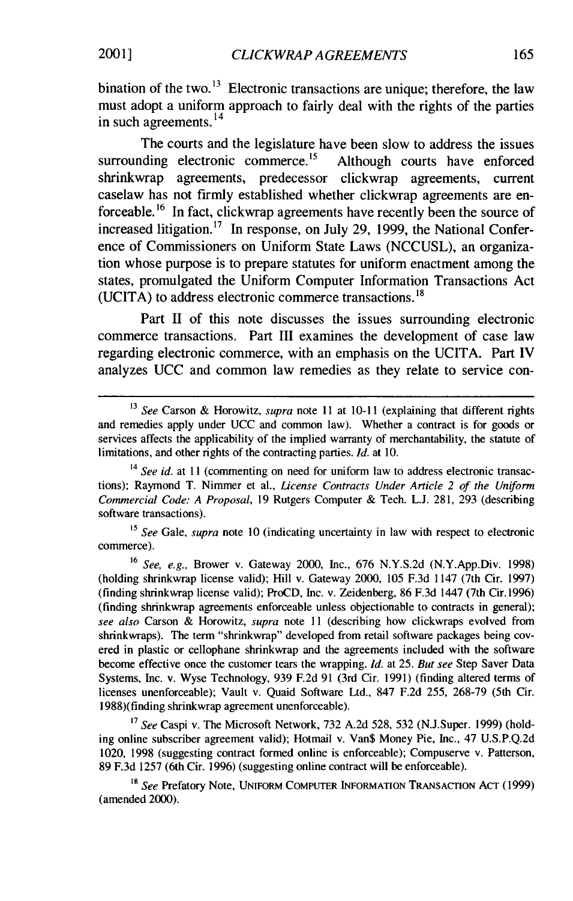bination of the two.[13] Electronic transactions are unique; therefore, the law must adopt a uniform approach to fairly deal with the rights of the parties in such agreements.[14]

The courts and the legislature have been slow to address the issues surrounding electronic commerce.[15] Although courts have enforced shrinkwrap agreements, predecessor clickwrap agreements, current caselaw has not firmly established whether clickwrap agreements are enforceable.[16] In fact, clickwrap agreements have recently been the source of increased litigation.[17] In response, on July 29, 1999, the National Conference of Commissioners on Uniform State Laws (NCCUSL), an organization whose purpose is to prepare statutes for uniform enactment among the states, promulgated the Uniform Computer Information Transactions Act (UCITA) to address electronic commerce transactions.[18]

Part II of this note discusses the issues surrounding electronic commerce transactions. Part III examines the development of case law regarding electronic commerce, with an emphasis on the UCITA. Part IV analyzes UCC and common law remedies as they relate to service con-

---

[13] *See* Carson & Horowitz, *supra* note 11 at 10-11 (explaining that different rights and remedies apply under UCC and common law). Whether a contract is for goods or services affects the applicability of the implied warranty of merchantability, the statute of limitations, and other rights of the contracting parties. *Id.* at 10.

[14] *See id.* at 11 (commenting on need for uniform law to address electronic transactions); Raymond T. Nimmer et al., *License Contracts Under Article 2 of the Uniform Commercial Code: A Proposal*, 19 Rutgers Computer & Tech. L.J. 281, 293 (describing software transactions).

[15] *See* Gale, *supra* note 10 (indicating uncertainty in law with respect to electronic commerce).

[16] *See, e.g.,* Brower v. Gateway 2000, Inc., 676 N.Y.S.2d (N.Y.App.Div. 1998) (holding shrinkwrap license valid); Hill v. Gateway 2000, 105 F.3d 1147 (7th Cir. 1997) (finding shrinkwrap license valid); ProCD, Inc. v. Zeidenberg, 86 F.3d 1447 (7th Cir.1996) (finding shrinkwrap agreements enforceable unless objectionable to contracts in general); *see also* Carson & Horowitz, *supra* note 11 (describing how clickwraps evolved from shrinkwraps). The term "shrinkwrap" developed from retail software packages being covered in plastic or cellophane shrinkwrap and the agreements included with the software become effective once the customer tears the wrapping. *Id.* at 25. *But see* Step Saver Data Systems, Inc. v. Wyse Technology, 939 F.2d 91 (3rd Cir. 1991) (finding altered terms of licenses unenforceable); Vault v. Quaid Software Ltd., 847 F.2d 255, 268-79 (5th Cir. 1988)(finding shrinkwrap agreement unenforceable).

[17] *See* Caspi v. The Microsoft Network, 732 A.2d 528, 532 (N.J.Super. 1999) (holding online subscriber agreement valid); Hotmail v. Van$ Money Pie, Inc., 47 U.S.P.Q.2d 1020, 1998 (suggesting contract formed online is enforceable); Compuserve v. Patterson, 89 F.3d 1257 (6th Cir. 1996) (suggesting online contract will be enforceable).

[18] *See* Prefatory Note, UNIFORM COMPUTER INFORMATION TRANSACTION ACT (1999) (amended 2000).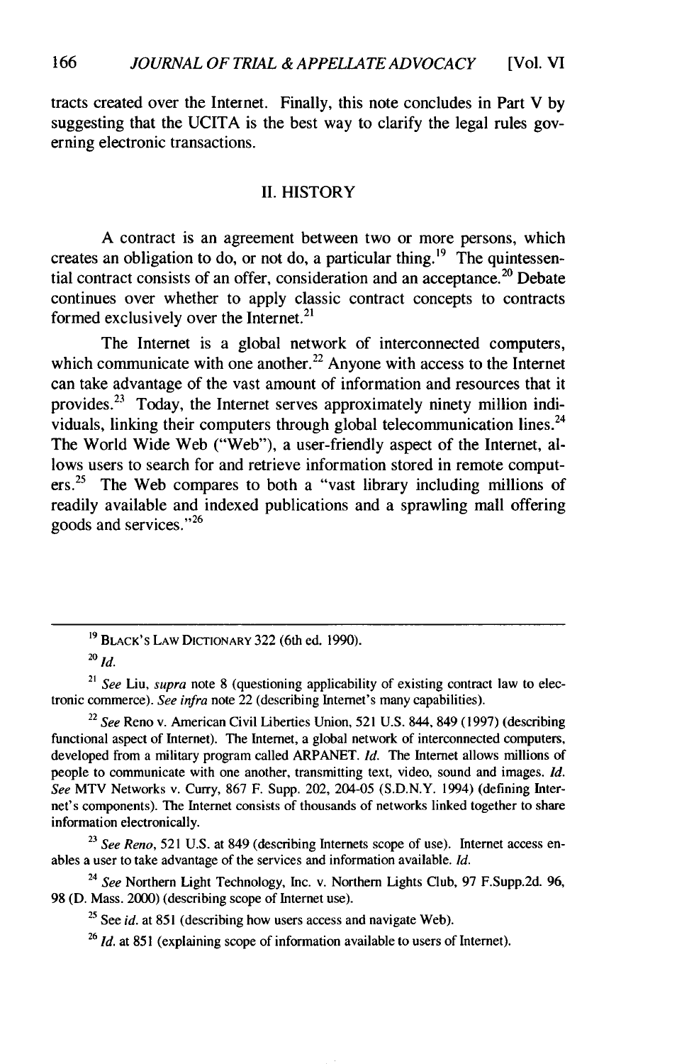tracts created over the Internet. Finally, this note concludes in Part V by suggesting that the UCITA is the best way to clarify the legal rules governing electronic transactions.

## II. HISTORY

A contract is an agreement between two or more persons, which creates an obligation to do, or not do, a particular thing.[19] The quintessential contract consists of an offer, consideration and an acceptance.[20] Debate continues over whether to apply classic contract concepts to contracts formed exclusively over the Internet.[21]

The Internet is a global network of interconnected computers, which communicate with one another.[22] Anyone with access to the Internet can take advantage of the vast amount of information and resources that it provides.[23] Today, the Internet serves approximately ninety million individuals, linking their computers through global telecommunication lines.[24] The World Wide Web ("Web"), a user-friendly aspect of the Internet, allows users to search for and retrieve information stored in remote computers.[25] The Web compares to both a "vast library including millions of readily available and indexed publications and a sprawling mall offering goods and services."[26]

---

[19] BLACK'S LAW DICTIONARY 322 (6th ed. 1990).

[20] *Id.*

[21] *See* Liu, *supra* note 8 (questioning applicability of existing contract law to electronic commerce). *See infra* note 22 (describing Internet's many capabilities).

[22] *See* Reno v. American Civil Liberties Union, 521 U.S. 844, 849 (1997) (describing functional aspect of Internet). The Internet, a global network of interconnected computers, developed from a military program called ARPANET. *Id.* The Internet allows millions of people to communicate with one another, transmitting text, video, sound and images. *Id.* *See* MTV Networks v. Curry, 867 F. Supp. 202, 204-05 (S.D.N.Y. 1994) (defining Internet's components). The Internet consists of thousands of networks linked together to share information electronically.

[23] *See Reno*, 521 U.S. at 849 (describing Internets scope of use). Internet access enables a user to take advantage of the services and information available. *Id.*

[24] *See* Northern Light Technology, Inc. v. Northern Lights Club, 97 F.Supp.2d. 96, 98 (D. Mass. 2000) (describing scope of Internet use).

[25] See *id.* at 851 (describing how users access and navigate Web).

[26] *Id.* at 851 (explaining scope of information available to users of Internet).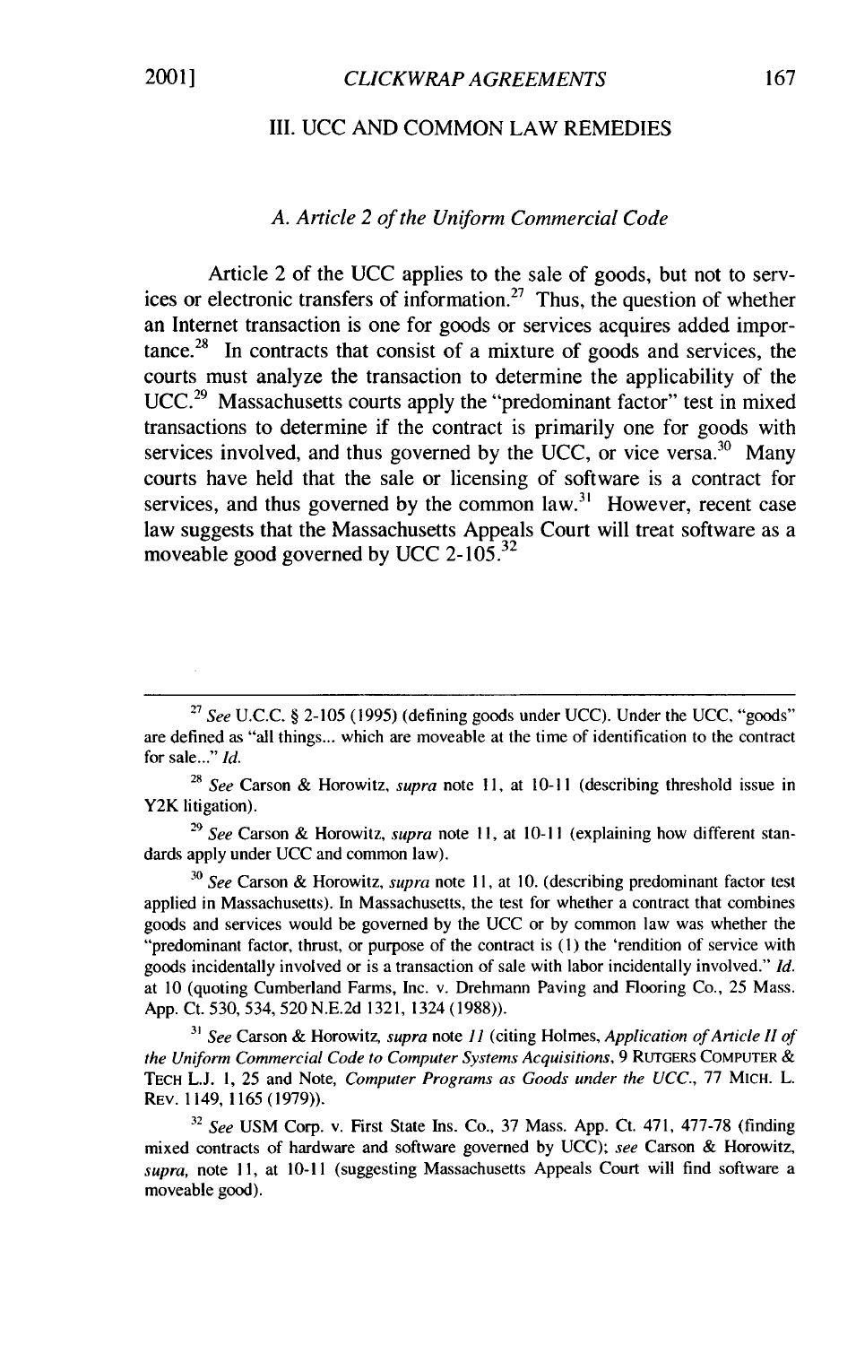## III. UCC AND COMMON LAW REMEDIES

### *A. Article 2 of the Uniform Commercial Code*

Article 2 of the UCC applies to the sale of goods, but not to services or electronic transfers of information.[27] Thus, the question of whether an Internet transaction is one for goods or services acquires added importance.[28] In contracts that consist of a mixture of goods and services, the courts must analyze the transaction to determine the applicability of the UCC.[29] Massachusetts courts apply the "predominant factor" test in mixed transactions to determine if the contract is primarily one for goods with services involved, and thus governed by the UCC, or vice versa.[30] Many courts have held that the sale or licensing of software is a contract for services, and thus governed by the common law.[31] However, recent case law suggests that the Massachusetts Appeals Court will treat software as a moveable good governed by UCC 2-105.[32]

---

[27] *See* U.C.C. § 2-105 (1995) (defining goods under UCC). Under the UCC, "goods" are defined as "all things... which are moveable at the time of identification to the contract for sale..." *Id.*

[28] *See* Carson & Horowitz, *supra* note 11, at 10-11 (describing threshold issue in Y2K litigation).

[29] *See* Carson & Horowitz, *supra* note 11, at 10-11 (explaining how different standards apply under UCC and common law).

[30] *See* Carson & Horowitz, *supra* note 11, at 10. (describing predominant factor test applied in Massachusetts). In Massachusetts, the test for whether a contract that combines goods and services would be governed by the UCC or by common law was whether the "predominant factor, thrust, or purpose of the contract is (1) the 'rendition of service with goods incidentally involved or is a transaction of sale with labor incidentally involved." *Id.* at 10 (quoting Cumberland Farms, Inc. v. Drehmann Paving and Flooring Co., 25 Mass. App. Ct. 530, 534, 520 N.E.2d 1321, 1324 (1988)).

[31] *See* Carson & Horowitz, *supra* note *11* (citing Holmes, *Application of Article II of the Uniform Commercial Code to Computer Systems Acquisitions*, 9 RUTGERS COMPUTER & TECH L.J. 1, 25 and Note, *Computer Programs as Goods under the UCC.*, 77 MICH. L. REV. 1149, 1165 (1979)).

[32] *See* USM Corp. v. First State Ins. Co., 37 Mass. App. Ct. 471, 477-78 (finding mixed contracts of hardware and software governed by UCC); *see* Carson & Horowitz, *supra*, note 11, at 10-11 (suggesting Massachusetts Appeals Court will find software a moveable good).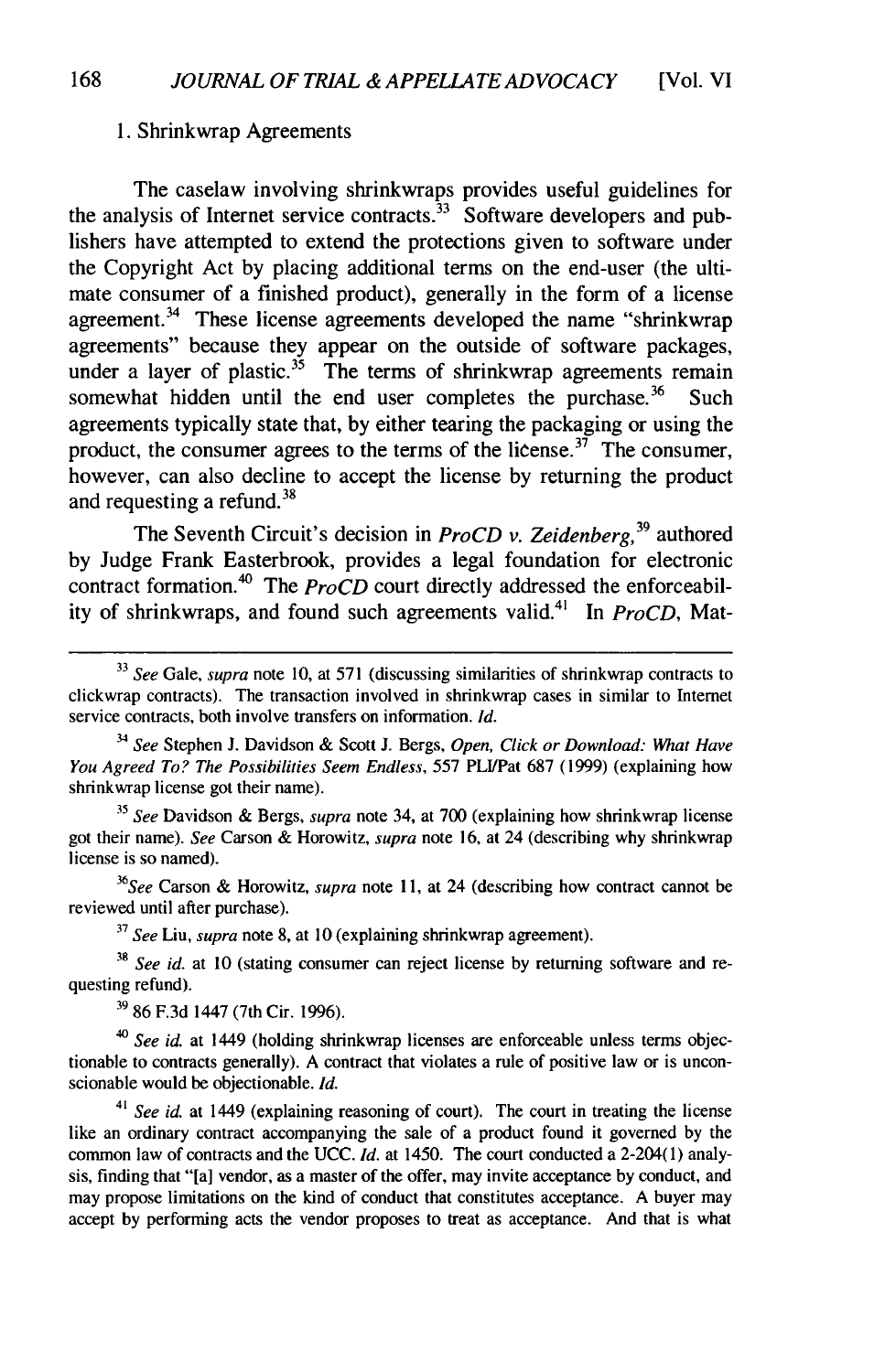1. Shrinkwrap Agreements

The caselaw involving shrinkwraps provides useful guidelines for the analysis of Internet service contracts.[33] Software developers and publishers have attempted to extend the protections given to software under the Copyright Act by placing additional terms on the end-user (the ultimate consumer of a finished product), generally in the form of a license agreement.[34] These license agreements developed the name "shrinkwrap agreements" because they appear on the outside of software packages, under a layer of plastic.[35] The terms of shrinkwrap agreements remain somewhat hidden until the end user completes the purchase.[36] Such agreements typically state that, by either tearing the packaging or using the product, the consumer agrees to the terms of the license.[37] The consumer, however, can also decline to accept the license by returning the product and requesting a refund.[38]

The Seventh Circuit's decision in *ProCD v. Zeidenberg*,[39] authored by Judge Frank Easterbrook, provides a legal foundation for electronic contract formation.[40] The *ProCD* court directly addressed the enforceability of shrinkwraps, and found such agreements valid.[41] In *ProCD*, Mat-

---

[33] *See* Gale, *supra* note 10, at 571 (discussing similarities of shrinkwrap contracts to clickwrap contracts). The transaction involved in shrinkwrap cases in similar to Internet service contracts, both involve transfers on information. *Id.*

[34] *See* Stephen J. Davidson & Scott J. Bergs, *Open, Click or Download: What Have You Agreed To? The Possibilities Seem Endless*, 557 PLI/Pat 687 (1999) (explaining how shrinkwrap license got their name).

[35] *See* Davidson & Bergs, *supra* note 34, at 700 (explaining how shrinkwrap license got their name). *See* Carson & Horowitz, *supra* note 16, at 24 (describing why shrinkwrap license is so named).

[36] *See* Carson & Horowitz, *supra* note 11, at 24 (describing how contract cannot be reviewed until after purchase).

[37] *See* Liu, *supra* note 8, at 10 (explaining shrinkwrap agreement).

[38] *See id.* at 10 (stating consumer can reject license by returning software and requesting refund).

[39] 86 F.3d 1447 (7th Cir. 1996).

[40] *See id.* at 1449 (holding shrinkwrap licenses are enforceable unless terms objectionable to contracts generally). A contract that violates a rule of positive law or is unconscionable would be objectionable. *Id.*

[41] *See id.* at 1449 (explaining reasoning of court). The court in treating the license like an ordinary contract accompanying the sale of a product found it governed by the common law of contracts and the UCC. *Id.* at 1450. The court conducted a 2-204(1) analysis, finding that "[a] vendor, as a master of the offer, may invite acceptance by conduct, and may propose limitations on the kind of conduct that constitutes acceptance. A buyer may accept by performing acts the vendor proposes to treat as acceptance. And that is what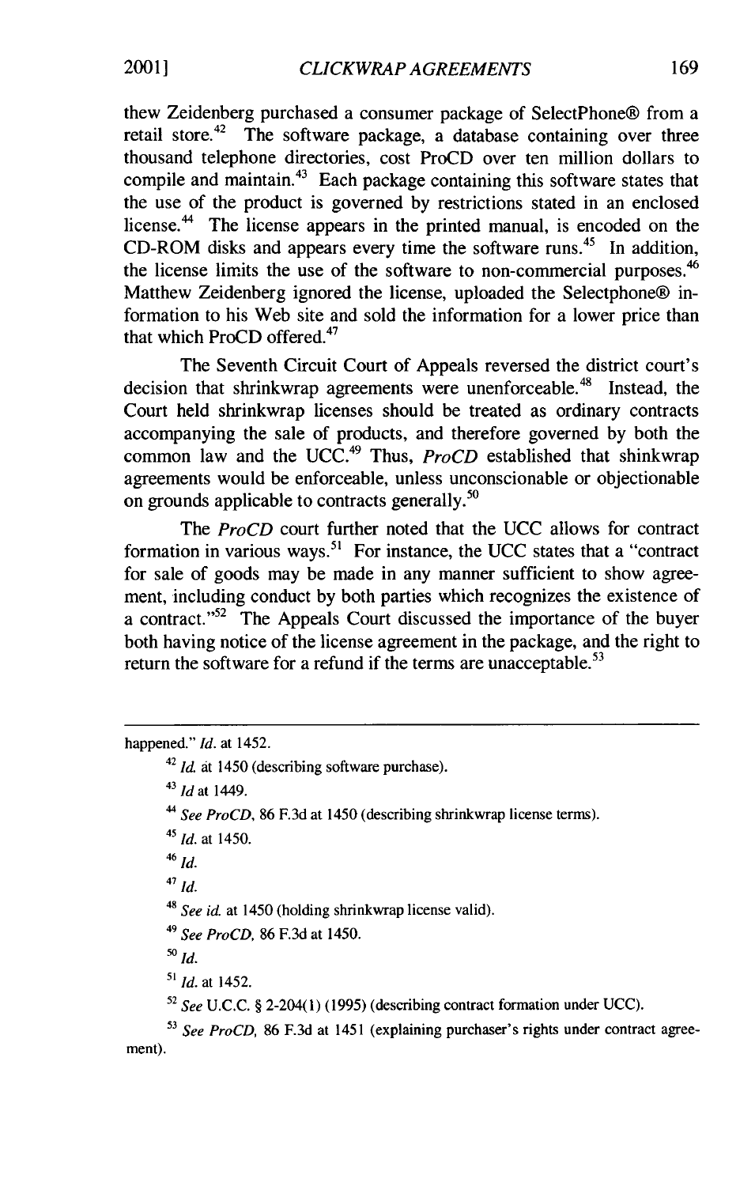thew Zeidenberg purchased a consumer package of SelectPhone® from a retail store.[42] The software package, a database containing over three thousand telephone directories, cost ProCD over ten million dollars to compile and maintain.[43] Each package containing this software states that the use of the product is governed by restrictions stated in an enclosed license.[44] The license appears in the printed manual, is encoded on the CD-ROM disks and appears every time the software runs.[45] In addition, the license limits the use of the software to non-commercial purposes.[46] Matthew Zeidenberg ignored the license, uploaded the Selectphone® information to his Web site and sold the information for a lower price than that which ProCD offered.[47]

The Seventh Circuit Court of Appeals reversed the district court's decision that shrinkwrap agreements were unenforceable.[48] Instead, the Court held shrinkwrap licenses should be treated as ordinary contracts accompanying the sale of products, and therefore governed by both the common law and the UCC.[49] Thus, *ProCD* established that shinkwrap agreements would be enforceable, unless unconscionable or objectionable on grounds applicable to contracts generally.[50]

The *ProCD* court further noted that the UCC allows for contract formation in various ways.[51] For instance, the UCC states that a "contract for sale of goods may be made in any manner sufficient to show agreement, including conduct by both parties which recognizes the existence of a contract."[52] The Appeals Court discussed the importance of the buyer both having notice of the license agreement in the package, and the right to return the software for a refund if the terms are unacceptable.[53]

---

happened." *Id.* at 1452.

[42] *Id.* at 1450 (describing software purchase).

[43] *Id* at 1449.

[44] *See ProCD*, 86 F.3d at 1450 (describing shrinkwrap license terms).

[45] *Id.* at 1450.

[46] *Id.*

[47] *Id.*

[48] *See id.* at 1450 (holding shrinkwrap license valid).

[49] *See ProCD*, 86 F.3d at 1450.

[50] *Id.*

[51] *Id.* at 1452.

[52] *See* U.C.C. § 2-204(1) (1995) (describing contract formation under UCC).

[53] *See ProCD*, 86 F.3d at 1451 (explaining purchaser's rights under contract agreement).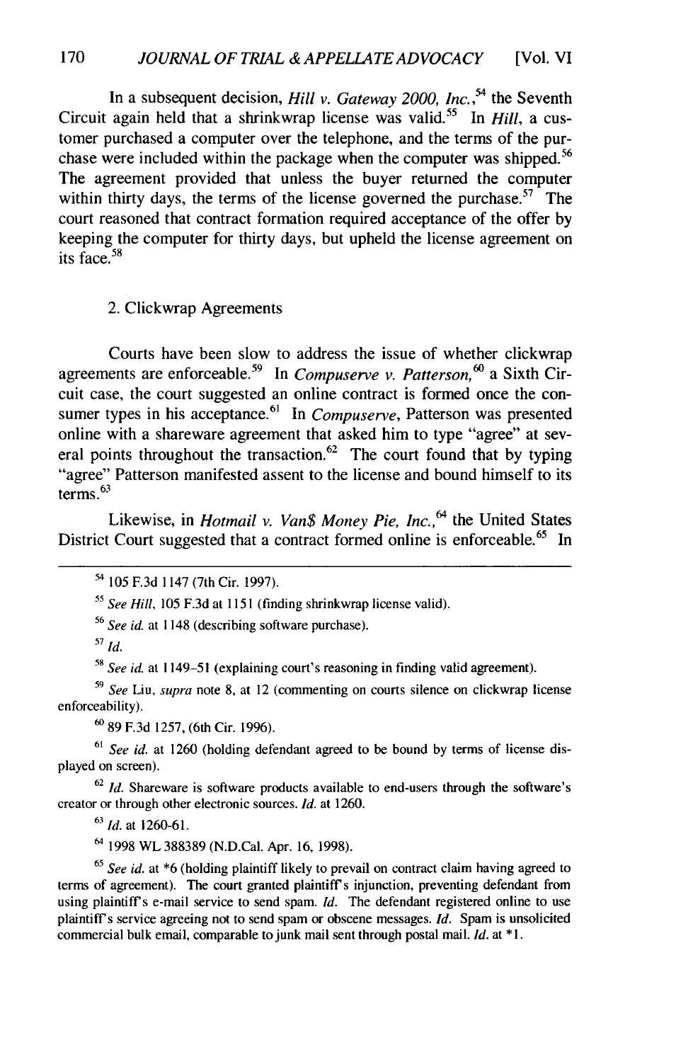In a subsequent decision, *Hill v. Gateway 2000, Inc.*,[54] the Seventh Circuit again held that a shrinkwrap license was valid.[55] In *Hill*, a customer purchased a computer over the telephone, and the terms of the purchase were included within the package when the computer was shipped.[56] The agreement provided that unless the buyer returned the computer within thirty days, the terms of the license governed the purchase.[57] The court reasoned that contract formation required acceptance of the offer by keeping the computer for thirty days, but upheld the license agreement on its face.[58]

### 2. Clickwrap Agreements

Courts have been slow to address the issue of whether clickwrap agreements are enforceable.[59] In *Compuserve v. Patterson*,[60] a Sixth Circuit case, the court suggested an online contract is formed once the consumer types in his acceptance.[61] In *Compuserve*, Patterson was presented online with a shareware agreement that asked him to type "agree" at several points throughout the transaction.[62] The court found that by typing "agree" Patterson manifested assent to the license and bound himself to its terms.[63]

Likewise, in *Hotmail v. Van$ Money Pie, Inc.*,[64] the United States District Court suggested that a contract formed online is enforceable.[65] In

---

[54] 105 F.3d 1147 (7th Cir. 1997).

[55] *See Hill*, 105 F.3d at 1151 (finding shrinkwrap license valid).

[56] *See id.* at 1148 (describing software purchase).

[57] *Id.*

[58] *See id.* at 1149–51 (explaining court's reasoning in finding valid agreement).

[59] *See* Liu, *supra* note 8, at 12 (commenting on courts silence on clickwrap license enforceability).

[60] 89 F.3d 1257, (6th Cir. 1996).

[61] *See id.* at 1260 (holding defendant agreed to be bound by terms of license displayed on screen).

[62] *Id.* Shareware is software products available to end-users through the software's creator or through other electronic sources. *Id.* at 1260.

[63] *Id.* at 1260-61.

[64] 1998 WL 388389 (N.D.Cal. Apr. 16, 1998).

[65] *See id.* at *6 (holding plaintiff likely to prevail on contract claim having agreed to terms of agreement). The court granted plaintiff's injunction, preventing defendant from using plaintiff's e-mail service to send spam. *Id.* The defendant registered online to use plaintiff's service agreeing not to send spam or obscene messages. *Id.* Spam is unsolicited commercial bulk email, comparable to junk mail sent through postal mail. *Id.* at *1.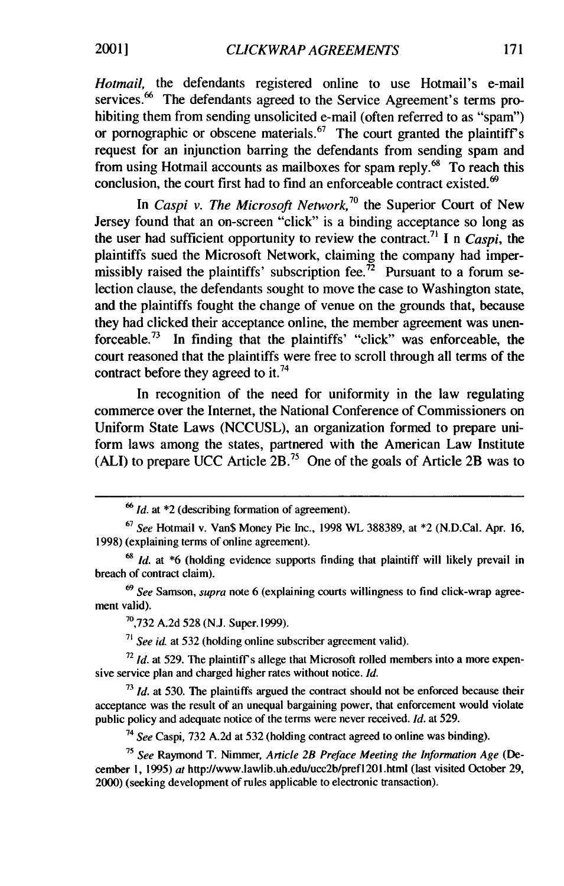*Hotmail,* the defendants registered online to use Hotmail's e-mail services.[66] The defendants agreed to the Service Agreement's terms prohibiting them from sending unsolicited e-mail (often referred to as "spam") or pornographic or obscene materials.[67] The court granted the plaintiff's request for an injunction barring the defendants from sending spam and from using Hotmail accounts as mailboxes for spam reply.[68] To reach this conclusion, the court first had to find an enforceable contract existed.[69]

In *Caspi v. The Microsoft Network,*[70] the Superior Court of New Jersey found that an on-screen "click" is a binding acceptance so long as the user had sufficient opportunity to review the contract.[71] I n *Caspi*, the plaintiffs sued the Microsoft Network, claiming the company had impermissibly raised the plaintiffs' subscription fee.[72] Pursuant to a forum selection clause, the defendants sought to move the case to Washington state, and the plaintiffs fought the change of venue on the grounds that, because they had clicked their acceptance online, the member agreement was unenforceable.[73] In finding that the plaintiffs' "click" was enforceable, the court reasoned that the plaintiffs were free to scroll through all terms of the contract before they agreed to it.[74]

In recognition of the need for uniformity in the law regulating commerce over the Internet, the National Conference of Commissioners on Uniform State Laws (NCCUSL), an organization formed to prepare uniform laws among the states, partnered with the American Law Institute (ALI) to prepare UCC Article 2B.[75] One of the goals of Article 2B was to

---

[66] *Id.* at *2 (describing formation of agreement).

[67] *See* Hotmail v. Van$ Money Pie Inc., 1998 WL 388389, at *2 (N.D.Cal. Apr. 16, 1998) (explaining terms of online agreement).

[68] *Id.* at *6 (holding evidence supports finding that plaintiff will likely prevail in breach of contract claim).

[69] *See* Samson, *supra* note 6 (explaining courts willingness to find click-wrap agreement valid).

[70] ,732 A.2d 528 (N.J. Super.1999).

[71] *See id.* at 532 (holding online subscriber agreement valid).

[72] *Id.* at 529. The plaintiff's allege that Microsoft rolled members into a more expensive service plan and charged higher rates without notice. *Id.*

[73] *Id.* at 530. The plaintiffs argued the contract should not be enforced because their acceptance was the result of an unequal bargaining power, that enforcement would violate public policy and adequate notice of the terms were never received. *Id.* at 529.

[74] *See* Caspi, 732 A.2d at 532 (holding contract agreed to online was binding).

[75] *See* Raymond T. Nimmer, *Article 2B Preface Meeting the Information Age* (December 1, 1995) *at* http://www.lawlib.uh.edu/ucc2b/pref1201.html (last visited October 29, 2000) (seeking development of rules applicable to electronic transaction).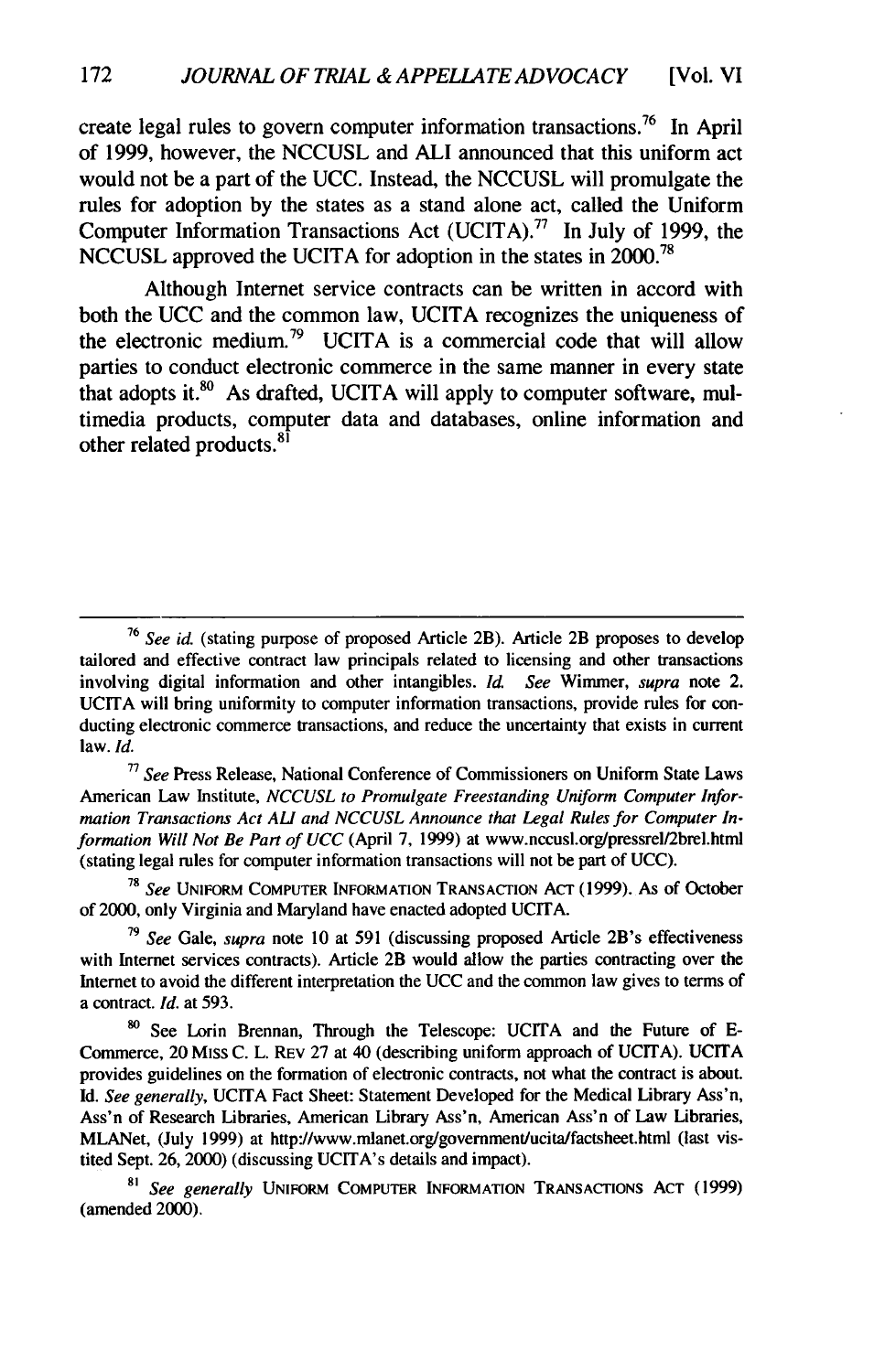create legal rules to govern computer information transactions.[76] In April of 1999, however, the NCCUSL and ALI announced that this uniform act would not be a part of the UCC. Instead, the NCCUSL will promulgate the rules for adoption by the states as a stand alone act, called the Uniform Computer Information Transactions Act (UCITA).[77] In July of 1999, the NCCUSL approved the UCITA for adoption in the states in 2000.[78]

Although Internet service contracts can be written in accord with both the UCC and the common law, UCITA recognizes the uniqueness of the electronic medium.[79] UCITA is a commercial code that will allow parties to conduct electronic commerce in the same manner in every state that adopts it.[80] As drafted, UCITA will apply to computer software, multimedia products, computer data and databases, online information and other related products.[81]

---

[76] *See id.* (stating purpose of proposed Article 2B). Article 2B proposes to develop tailored and effective contract law principals related to licensing and other transactions involving digital information and other intangibles. *Id.* *See* Wimmer, *supra* note 2. UCITA will bring uniformity to computer information transactions, provide rules for conducting electronic commerce transactions, and reduce the uncertainty that exists in current law. *Id.*

[77] *See* Press Release, National Conference of Commissioners on Uniform State Laws American Law Institute, *NCCUSL to Promulgate Freestanding Uniform Computer Information Transactions Act ALI and NCCUSL Announce that Legal Rules for Computer Information Will Not Be Part of UCC* (April 7, 1999) at www.nccusl.org/pressrel/2brel.html (stating legal rules for computer information transactions will not be part of UCC).

[78] *See* UNIFORM COMPUTER INFORMATION TRANSACTION ACT (1999). As of October of 2000, only Virginia and Maryland have enacted adopted UCITA.

[79] *See* Gale, *supra* note 10 at 591 (discussing proposed Article 2B's effectiveness with Internet services contracts). Article 2B would allow the parties contracting over the Internet to avoid the different interpretation the UCC and the common law gives to terms of a contract. *Id.* at 593.

[80] See Lorin Brennan, Through the Telescope: UCITA and the Future of E-Commerce, 20 MISS C. L. REV 27 at 40 (describing uniform approach of UCITA). UCITA provides guidelines on the formation of electronic contracts, not what the contract is about. Id. *See generally*, UCITA Fact Sheet: Statement Developed for the Medical Library Ass'n, Ass'n of Research Libraries, American Library Ass'n, American Ass'n of Law Libraries, MLANet, (July 1999) at http://www.mlanet.org/government/ucita/factsheet.html (last vistited Sept. 26, 2000) (discussing UCITA's details and impact).

[81] *See generally* UNIFORM COMPUTER INFORMATION TRANSACTIONS ACT (1999) (amended 2000).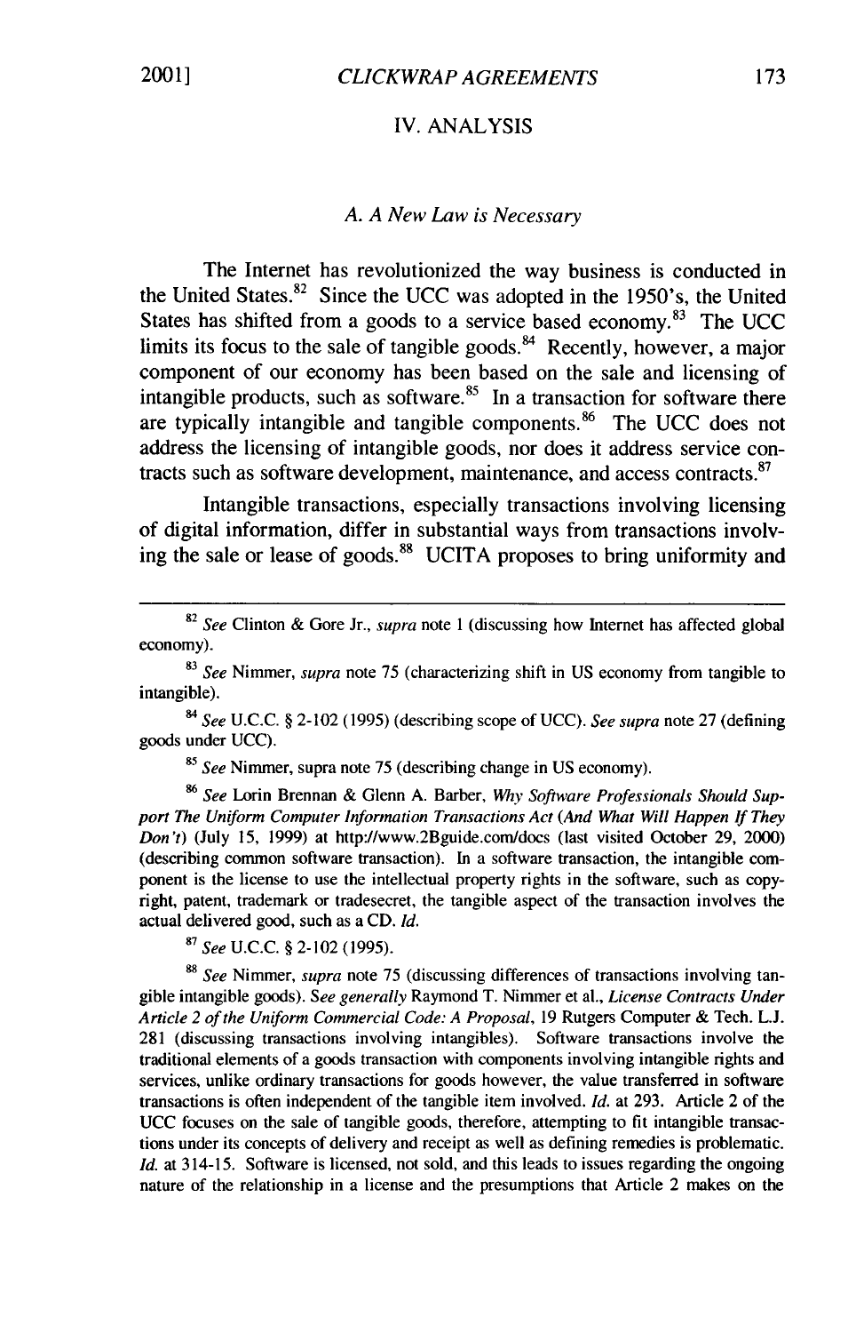## IV. ANALYSIS

### *A. A New Law is Necessary*

The Internet has revolutionized the way business is conducted in the United States.[82] Since the UCC was adopted in the 1950's, the United States has shifted from a goods to a service based economy.[83] The UCC limits its focus to the sale of tangible goods.[84] Recently, however, a major component of our economy has been based on the sale and licensing of intangible products, such as software.[85] In a transaction for software there are typically intangible and tangible components.[86] The UCC does not address the licensing of intangible goods, nor does it address service contracts such as software development, maintenance, and access contracts.[87]

Intangible transactions, especially transactions involving licensing of digital information, differ in substantial ways from transactions involving the sale or lease of goods.[88] UCITA proposes to bring uniformity and

---

[82] *See* Clinton & Gore Jr., *supra* note 1 (discussing how Internet has affected global economy).

[83] *See* Nimmer, *supra* note 75 (characterizing shift in US economy from tangible to intangible).

[84] *See* U.C.C. § 2-102 (1995) (describing scope of UCC). *See supra* note 27 (defining goods under UCC).

[85] *See* Nimmer, supra note 75 (describing change in US economy).

[86] *See* Lorin Brennan & Glenn A. Barber, *Why Software Professionals Should Support The Uniform Computer Information Transactions Act (And What Will Happen If They Don't)* (July 15, 1999) at http://www.2Bguide.com/docs (last visited October 29, 2000) (describing common software transaction). In a software transaction, the intangible component is the license to use the intellectual property rights in the software, such as copyright, patent, trademark or tradesecret, the tangible aspect of the transaction involves the actual delivered good, such as a CD. *Id.*

[87] *See* U.C.C. § 2-102 (1995).

[88] *See* Nimmer, *supra* note 75 (discussing differences of transactions involving tangible intangible goods). *See generally* Raymond T. Nimmer et al., *License Contracts Under Article 2 of the Uniform Commercial Code: A Proposal*, 19 Rutgers Computer & Tech. L.J. 281 (discussing transactions involving intangibles). Software transactions involve the traditional elements of a goods transaction with components involving intangible rights and services, unlike ordinary transactions for goods however, the value transferred in software transactions is often independent of the tangible item involved. *Id.* at 293. Article 2 of the UCC focuses on the sale of tangible goods, therefore, attempting to fit intangible transactions under its concepts of delivery and receipt as well as defining remedies is problematic. *Id.* at 314-15. Software is licensed, not sold, and this leads to issues regarding the ongoing nature of the relationship in a license and the presumptions that Article 2 makes on the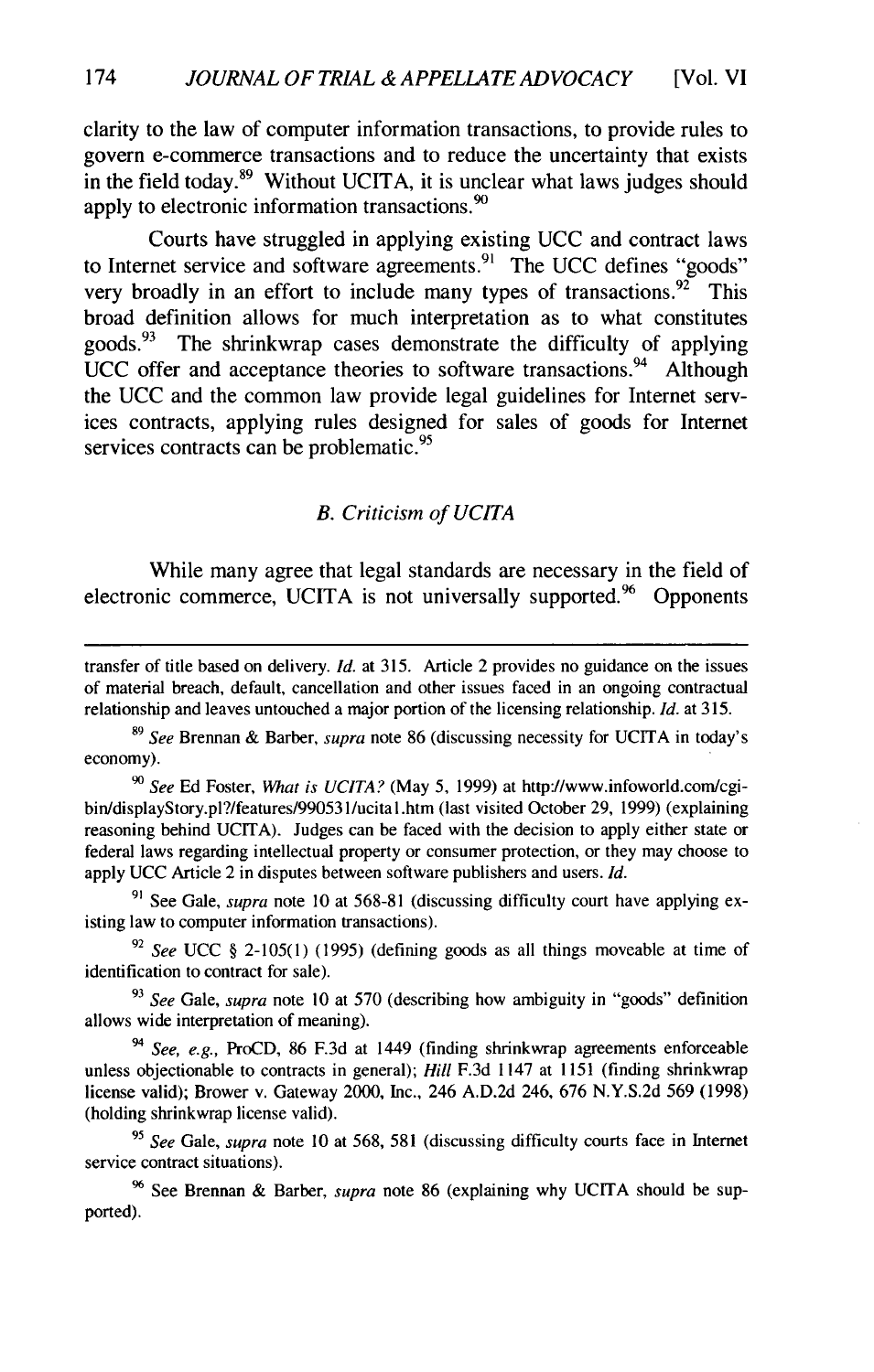clarity to the law of computer information transactions, to provide rules to govern e-commerce transactions and to reduce the uncertainty that exists in the field today.[89] Without UCITA, it is unclear what laws judges should apply to electronic information transactions.[90]

Courts have struggled in applying existing UCC and contract laws to Internet service and software agreements.[91] The UCC defines "goods" very broadly in an effort to include many types of transactions.[92] This broad definition allows for much interpretation as to what constitutes goods.[93] The shrinkwrap cases demonstrate the difficulty of applying UCC offer and acceptance theories to software transactions.[94] Although the UCC and the common law provide legal guidelines for Internet services contracts, applying rules designed for sales of goods for Internet services contracts can be problematic.[95]

### *B. Criticism of UCITA*

While many agree that legal standards are necessary in the field of electronic commerce, UCITA is not universally supported.[96] Opponents

---

transfer of title based on delivery. *Id.* at 315. Article 2 provides no guidance on the issues of material breach, default, cancellation and other issues faced in an ongoing contractual relationship and leaves untouched a major portion of the licensing relationship. *Id.* at 315.

[89] *See* Brennan & Barber, *supra* note 86 (discussing necessity for UCITA in today's economy).

[90] *See* Ed Foster, *What is UCITA?* (May 5, 1999) at http://www.infoworld.com/cgi-bin/displayStory.pl?/features/990531/ucita1.htm (last visited October 29, 1999) (explaining reasoning behind UCITA). Judges can be faced with the decision to apply either state or federal laws regarding intellectual property or consumer protection, or they may choose to apply UCC Article 2 in disputes between software publishers and users. *Id.*

[91] See Gale, *supra* note 10 at 568-81 (discussing difficulty court have applying existing law to computer information transactions).

[92] *See* UCC § 2-105(1) (1995) (defining goods as all things moveable at time of identification to contract for sale).

[93] *See* Gale, *supra* note 10 at 570 (describing how ambiguity in "goods" definition allows wide interpretation of meaning).

[94] *See, e.g.,* ProCD, 86 F.3d at 1449 (finding shrinkwrap agreements enforceable unless objectionable to contracts in general); *Hill* F.3d 1147 at 1151 (finding shrinkwrap license valid); Brower v. Gateway 2000, Inc., 246 A.D.2d 246, 676 N.Y.S.2d 569 (1998) (holding shrinkwrap license valid).

[95] *See* Gale, *supra* note 10 at 568, 581 (discussing difficulty courts face in Internet service contract situations).

[96] See Brennan & Barber, *supra* note 86 (explaining why UCITA should be supported).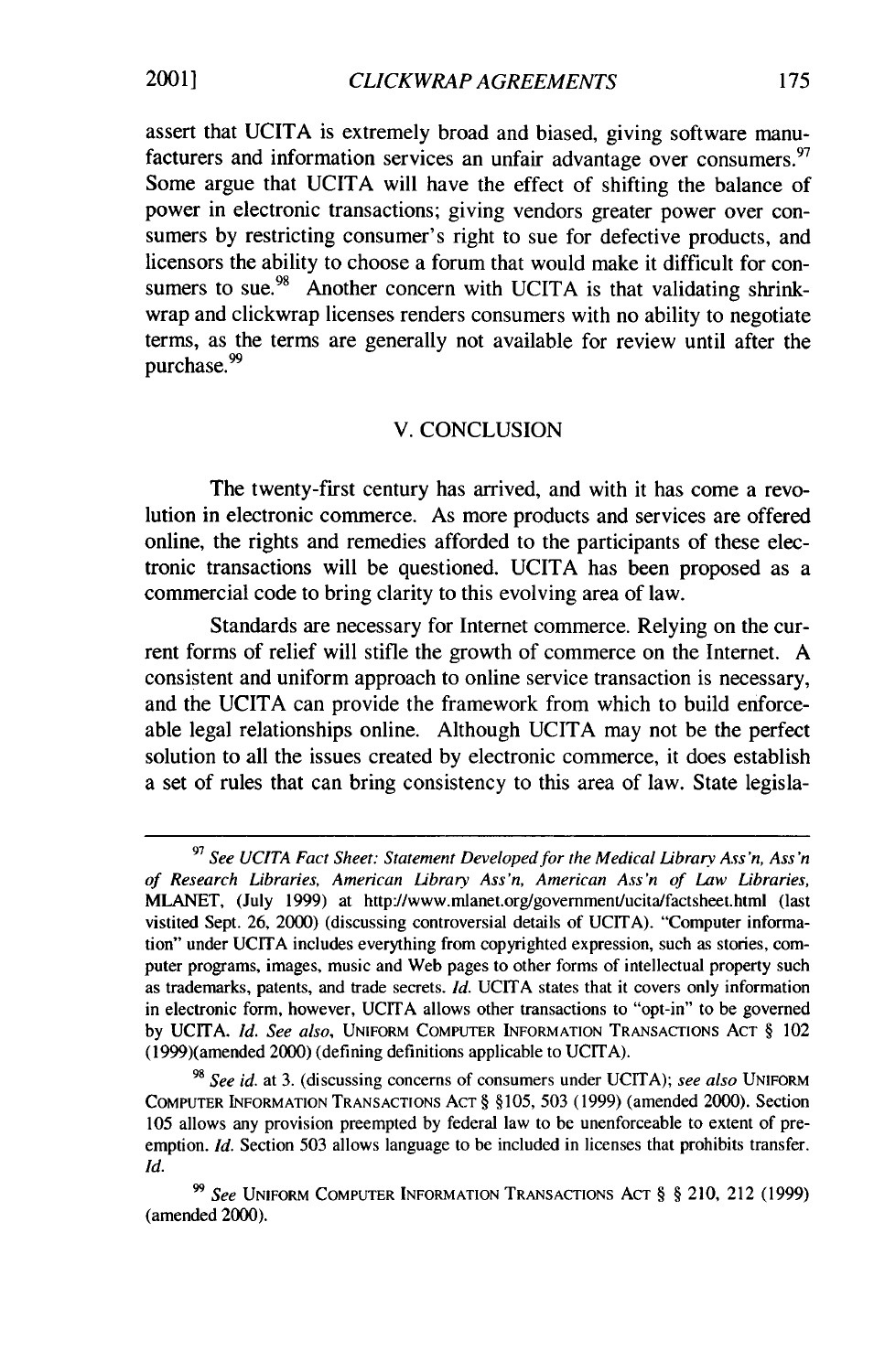assert that UCITA is extremely broad and biased, giving software manufacturers and information services an unfair advantage over consumers.[97] Some argue that UCITA will have the effect of shifting the balance of power in electronic transactions; giving vendors greater power over consumers by restricting consumer's right to sue for defective products, and licensors the ability to choose a forum that would make it difficult for consumers to sue.[98] Another concern with UCITA is that validating shrinkwrap and clickwrap licenses renders consumers with no ability to negotiate terms, as the terms are generally not available for review until after the purchase.[99]

## V. CONCLUSION

The twenty-first century has arrived, and with it has come a revolution in electronic commerce. As more products and services are offered online, the rights and remedies afforded to the participants of these electronic transactions will be questioned. UCITA has been proposed as a commercial code to bring clarity to this evolving area of law.

Standards are necessary for Internet commerce. Relying on the current forms of relief will stifle the growth of commerce on the Internet. A consistent and uniform approach to online service transaction is necessary, and the UCITA can provide the framework from which to build enforceable legal relationships online. Although UCITA may not be the perfect solution to all the issues created by electronic commerce, it does establish a set of rules that can bring consistency to this area of law. State legisla-

---

[97] *See UCITA Fact Sheet: Statement Developed for the Medical Library Ass'n, Ass'n of Research Libraries, American Library Ass'n, American Ass'n of Law Libraries*, MLANET, (July 1999) at http://www.mlanet.org/government/ucita/factsheet.html (last vistited Sept. 26, 2000) (discussing controversial details of UCITA). "Computer information" under UCITA includes everything from copyrighted expression, such as stories, computer programs, images, music and Web pages to other forms of intellectual property such as trademarks, patents, and trade secrets. *Id.* UCITA states that it covers only information in electronic form, however, UCITA allows other transactions to "opt-in" to be governed by UCITA. *Id. See also*, UNIFORM COMPUTER INFORMATION TRANSACTIONS ACT § 102 (1999)(amended 2000) (defining definitions applicable to UCITA).

[98] *See id.* at 3. (discussing concerns of consumers under UCITA); *see also* UNIFORM COMPUTER INFORMATION TRANSACTIONS ACT § §105, 503 (1999) (amended 2000). Section 105 allows any provision preempted by federal law to be unenforceable to extent of preemption. *Id.* Section 503 allows language to be included in licenses that prohibits transfer. *Id.*

[99] *See* UNIFORM COMPUTER INFORMATION TRANSACTIONS ACT § § 210, 212 (1999) (amended 2000).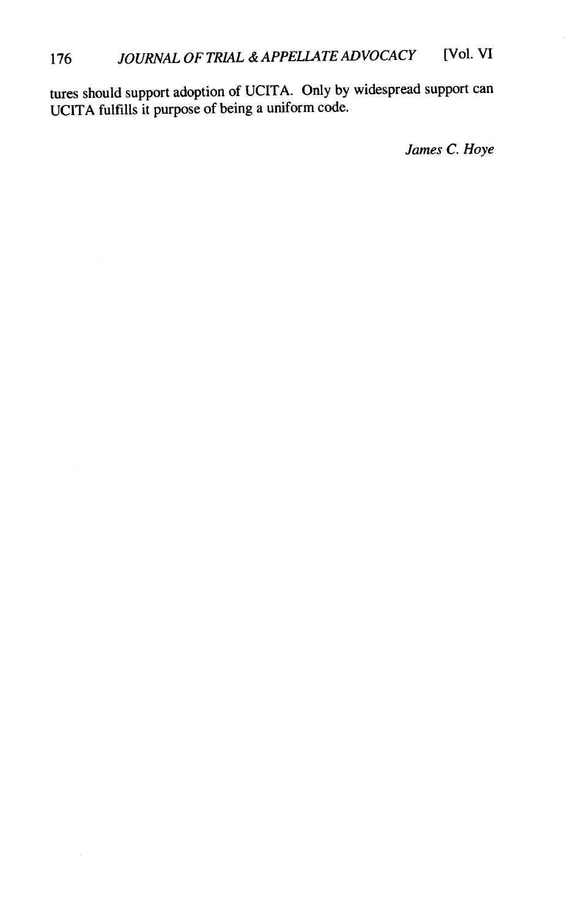tures should support adoption of UCITA. Only by widespread support can UCITA fulfills it purpose of being a uniform code.

*James C. Hoye*